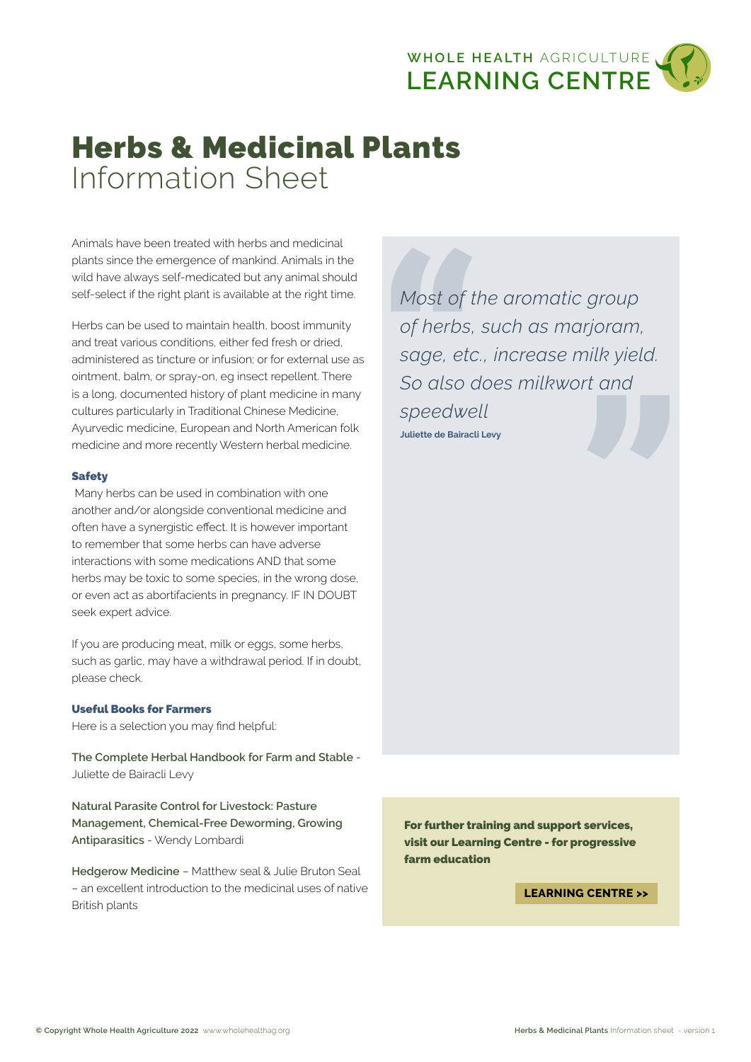WHOLE HEALTH AGRICULTURE
LEARNING CENTRE

# Herbs & Medicinal Plants
Information Sheet

Animals have been treated with herbs and medicinal plants since the emergence of mankind. Animals in the wild have always self-medicated but any animal should self-select if the right plant is available at the right time.

Herbs can be used to maintain health, boost immunity and treat various conditions, either fed fresh or dried, administered as tincture or infusion; or for external use as ointment, balm, or spray-on, eg insect repellent. There is a long, documented history of plant medicine in many cultures particularly in Traditional Chinese Medicine, Ayurvedic medicine, European and North American folk medicine and more recently Western herbal medicine.

### Safety

Many herbs can be used in combination with one another and/or alongside conventional medicine and often have a synergistic effect. It is however important to remember that some herbs can have adverse interactions with some medications AND that some herbs may be toxic to some species, in the wrong dose, or even act as abortifacients in pregnancy. IF IN DOUBT seek expert advice.

If you are producing meat, milk or eggs, some herbs, such as garlic, may have a withdrawal period. If in doubt, please check.

### Useful Books for Farmers

Here is a selection you may find helpful:

**The Complete Herbal Handbook for Farm and Stable** - Juliette de Bairacli Levy

**Natural Parasite Control for Livestock: Pasture Management, Chemical-Free Deworming, Growing Antiparasitics** - Wendy Lombardi

**Hedgerow Medicine** – Matthew seal & Julie Bruton Seal – an excellent introduction to the medicinal uses of native British plants

> *Most of the aromatic group of herbs, such as marjoram, sage, etc., increase milk yield. So also does milkwort and speedwell*
>
> **Juliette de Bairacli Levy**

**For further training and support services, visit our Learning Centre - for progressive farm education**

**LEARNING CENTRE >>**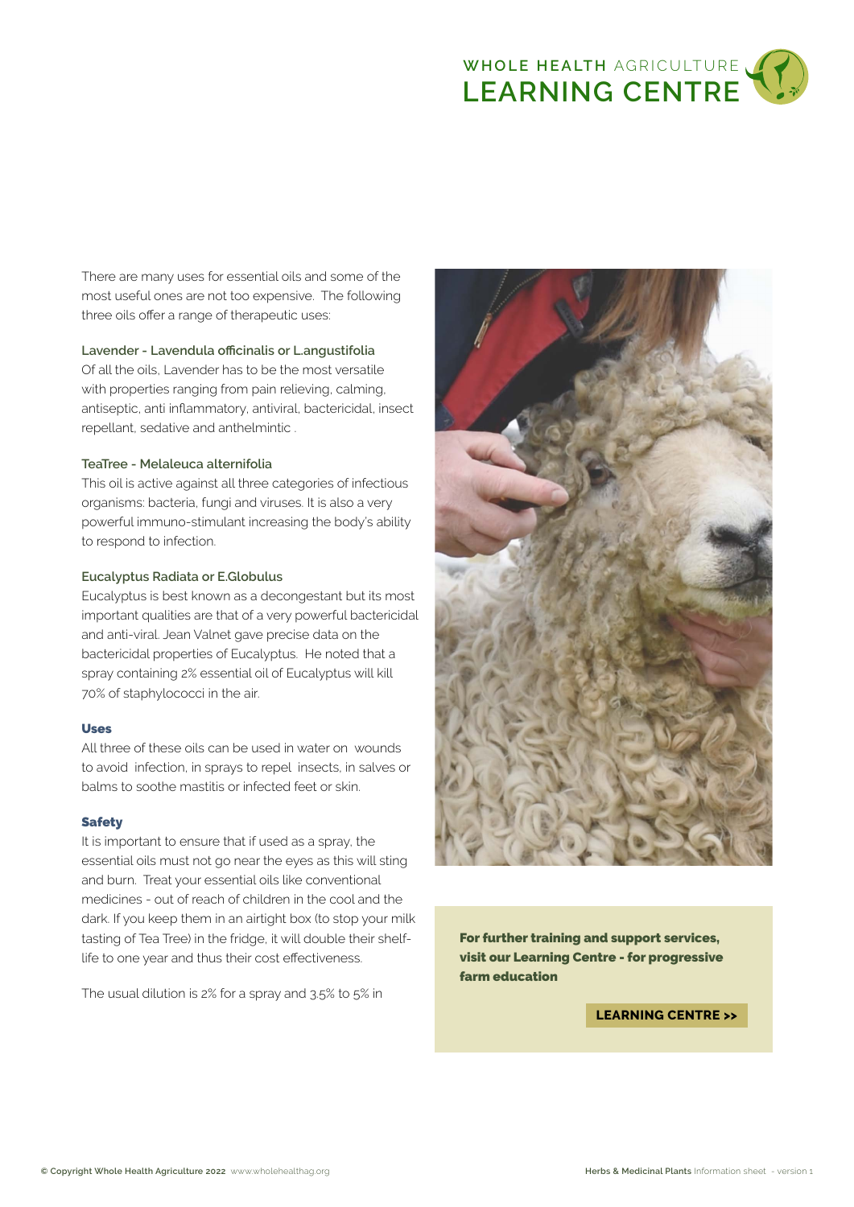There are many uses for essential oils and some of the most useful ones are not too expensive. The following three oils offer a range of therapeutic uses:

**Lavender - Lavendula officinalis or L.angustifolia**

Of all the oils, Lavender has to be the most versatile with properties ranging from pain relieving, calming, antiseptic, anti inflammatory, antiviral, bactericidal, insect repellant, sedative and anthelmintic .

**TeaTree - Melaleuca alternifolia**

This oil is active against all three categories of infectious organisms: bacteria, fungi and viruses. It is also a very powerful immuno-stimulant increasing the body's ability to respond to infection.

**Eucalyptus Radiata or E.Globulus**

Eucalyptus is best known as a decongestant but its most important qualities are that of a very powerful bactericidal and anti-viral. Jean Valnet gave precise data on the bactericidal properties of Eucalyptus. He noted that a spray containing 2% essential oil of Eucalyptus will kill 70% of staphylococci in the air.

### Uses

All three of these oils can be used in water on wounds to avoid infection, in sprays to repel insects, in salves or balms to soothe mastitis or infected feet or skin.

### Safety

It is important to ensure that if used as a spray, the essential oils must not go near the eyes as this will sting and burn. Treat your essential oils like conventional medicines - out of reach of children in the cool and the dark. If you keep them in an airtight box (to stop your milk tasting of Tea Tree) in the fridge, it will double their shelf-life to one year and thus their cost effectiveness.

The usual dilution is 2% for a spray and 3.5% to 5% in

**For further training and support services, visit our Learning Centre - for progressive farm education**

**LEARNING CENTRE >>**